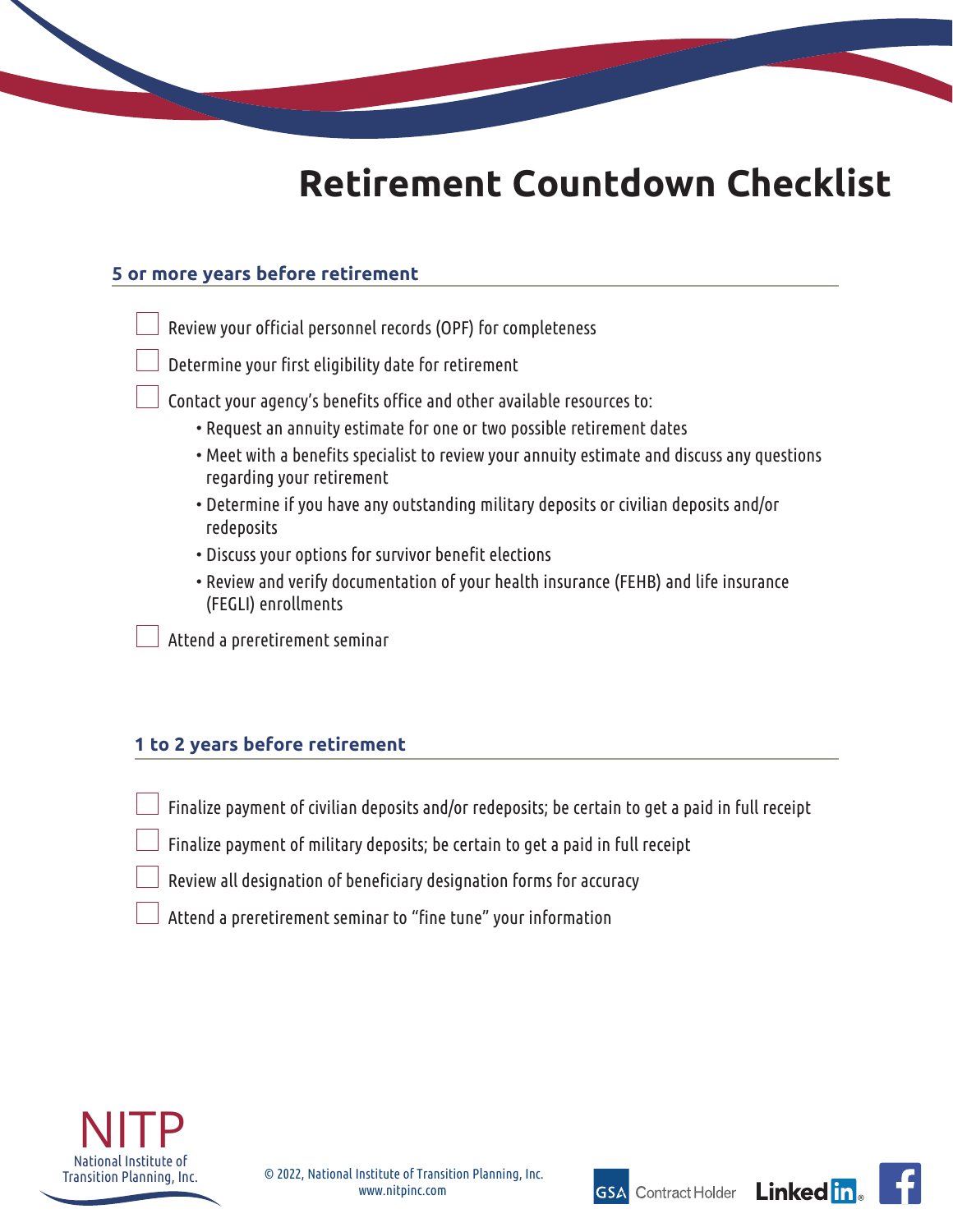# Retirement Countdown Checklist

## 5 or more years before retirement

- [ ] Review your official personnel records (OPF) for completeness
- [ ] Determine your first eligibility date for retirement
- [ ] Contact your agency's benefits office and other available resources to:
  - Request an annuity estimate for one or two possible retirement dates
  - Meet with a benefits specialist to review your annuity estimate and discuss any questions regarding your retirement
  - Determine if you have any outstanding military deposits or civilian deposits and/or redeposits
  - Discuss your options for survivor benefit elections
  - Review and verify documentation of your health insurance (FEHB) and life insurance (FEGLI) enrollments
- [ ] Attend a preretirement seminar

## 1 to 2 years before retirement

- [ ] Finalize payment of civilian deposits and/or redeposits; be certain to get a paid in full receipt
- [ ] Finalize payment of military deposits; be certain to get a paid in full receipt
- [ ] Review all designation of beneficiary designation forms for accuracy
- [ ] Attend a preretirement seminar to "fine tune" your information

NITP
National Institute of Transition Planning, Inc.

© 2022, National Institute of Transition Planning, Inc.
www.nitpinc.com

GSA Contract Holder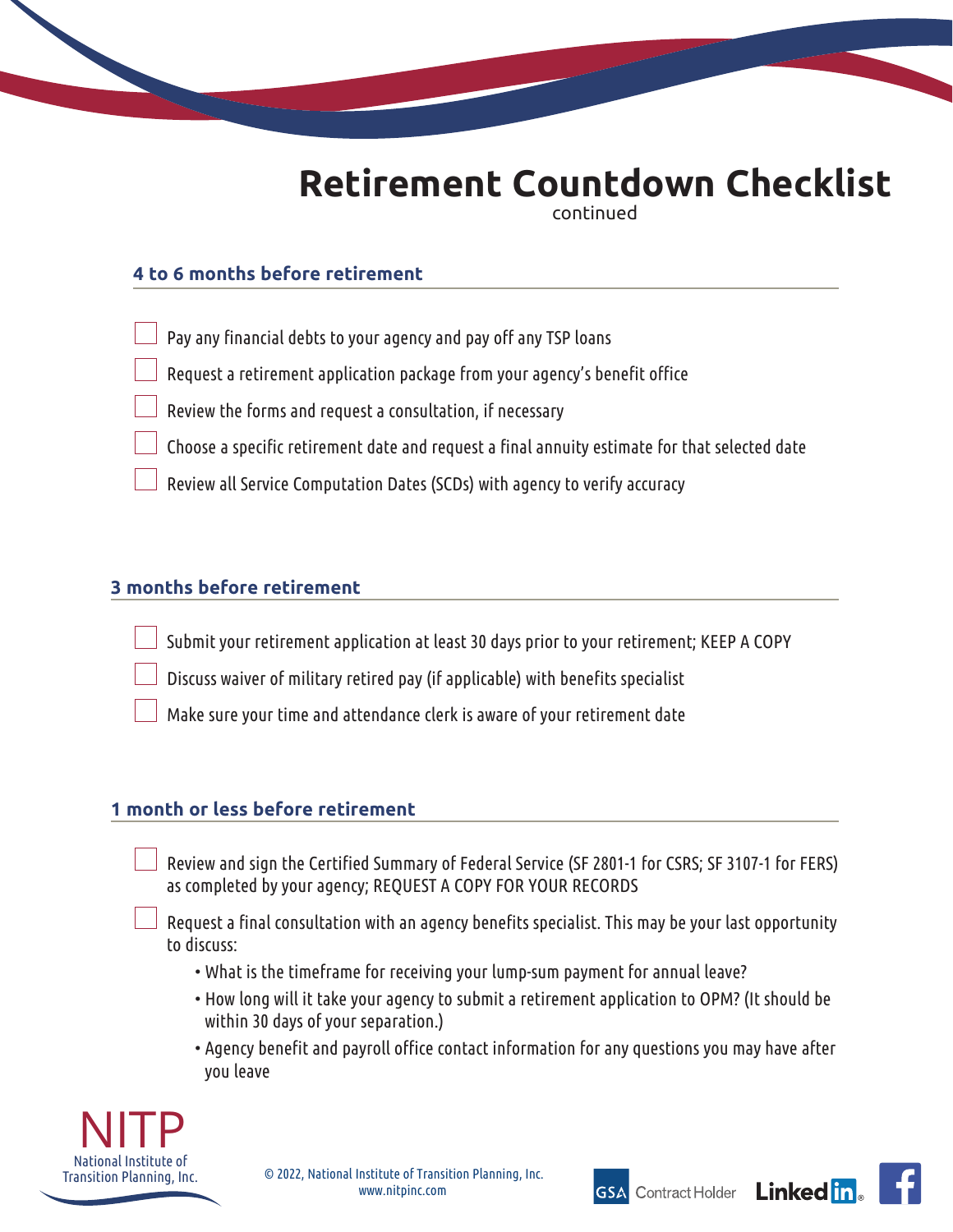# Retirement Countdown Checklist

continued

## 4 to 6 months before retirement

- [ ] Pay any financial debts to your agency and pay off any TSP loans
- [ ] Request a retirement application package from your agency's benefit office
- [ ] Review the forms and request a consultation, if necessary
- [ ] Choose a specific retirement date and request a final annuity estimate for that selected date
- [ ] Review all Service Computation Dates (SCDs) with agency to verify accuracy

## 3 months before retirement

- [ ] Submit your retirement application at least 30 days prior to your retirement; KEEP A COPY
- [ ] Discuss waiver of military retired pay (if applicable) with benefits specialist
- [ ] Make sure your time and attendance clerk is aware of your retirement date

## 1 month or less before retirement

- [ ] Review and sign the Certified Summary of Federal Service (SF 2801-1 for CSRS; SF 3107-1 for FERS) as completed by your agency; REQUEST A COPY FOR YOUR RECORDS
- [ ] Request a final consultation with an agency benefits specialist. This may be your last opportunity to discuss:
  - What is the timeframe for receiving your lump-sum payment for annual leave?
  - How long will it take your agency to submit a retirement application to OPM? (It should be within 30 days of your separation.)
  - Agency benefit and payroll office contact information for any questions you may have after you leave

NITP
National Institute of Transition Planning, Inc.

© 2022, National Institute of Transition Planning, Inc.
www.nitpinc.com

GSA Contract Holder